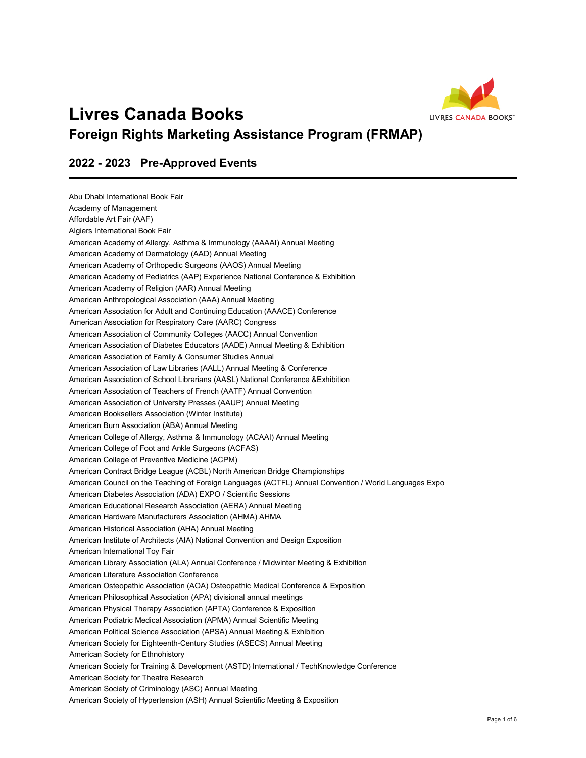# Livres Canada Books

## Foreign Rights Marketing Assistance Program (FRMAP)

### 2022 - 2023 Pre-Approved Events

Abu Dhabi International Book Fair
Academy of Management
Affordable Art Fair (AAF)
Algiers International Book Fair
American Academy of Allergy, Asthma & Immunology (AAAAI) Annual Meeting
American Academy of Dermatology (AAD) Annual Meeting
American Academy of Orthopedic Surgeons (AAOS) Annual Meeting
American Academy of Pediatrics (AAP) Experience National Conference & Exhibition
American Academy of Religion (AAR) Annual Meeting
American Anthropological Association (AAA) Annual Meeting
American Association for Adult and Continuing Education (AAACE) Conference
American Association for Respiratory Care (AARC) Congress
American Association of Community Colleges (AACC) Annual Convention
American Association of Diabetes Educators (AADE) Annual Meeting & Exhibition
American Association of Family & Consumer Studies Annual
American Association of Law Libraries (AALL) Annual Meeting & Conference
American Association of School Librarians (AASL) National Conference &Exhibition
American Association of Teachers of French (AATF) Annual Convention
American Association of University Presses (AAUP) Annual Meeting
American Booksellers Association (Winter Institute)
American Burn Association (ABA) Annual Meeting
American College of Allergy, Asthma & Immunology (ACAAI) Annual Meeting
American College of Foot and Ankle Surgeons (ACFAS)
American College of Preventive Medicine (ACPM)
American Contract Bridge League (ACBL) North American Bridge Championships
American Council on the Teaching of Foreign Languages (ACTFL) Annual Convention / World Languages Expo
American Diabetes Association (ADA) EXPO / Scientific Sessions
American Educational Research Association (AERA) Annual Meeting
American Hardware Manufacturers Association (AHMA) AHMA
American Historical Association (AHA) Annual Meeting
American Institute of Architects (AIA) National Convention and Design Exposition
American International Toy Fair
American Library Association (ALA) Annual Conference / Midwinter Meeting & Exhibition
American Literature Association Conference
American Osteopathic Association (AOA) Osteopathic Medical Conference & Exposition
American Philosophical Association (APA) divisional annual meetings
American Physical Therapy Association (APTA) Conference & Exposition
American Podiatric Medical Association (APMA) Annual Scientific Meeting
American Political Science Association (APSA) Annual Meeting & Exhibition
American Society for Eighteenth-Century Studies (ASECS) Annual Meeting
American Society for Ethnohistory
American Society for Training & Development (ASTD) International / TechKnowledge Conference
American Society for Theatre Research
American Society of Criminology (ASC) Annual Meeting
American Society of Hypertension (ASH) Annual Scientific Meeting & Exposition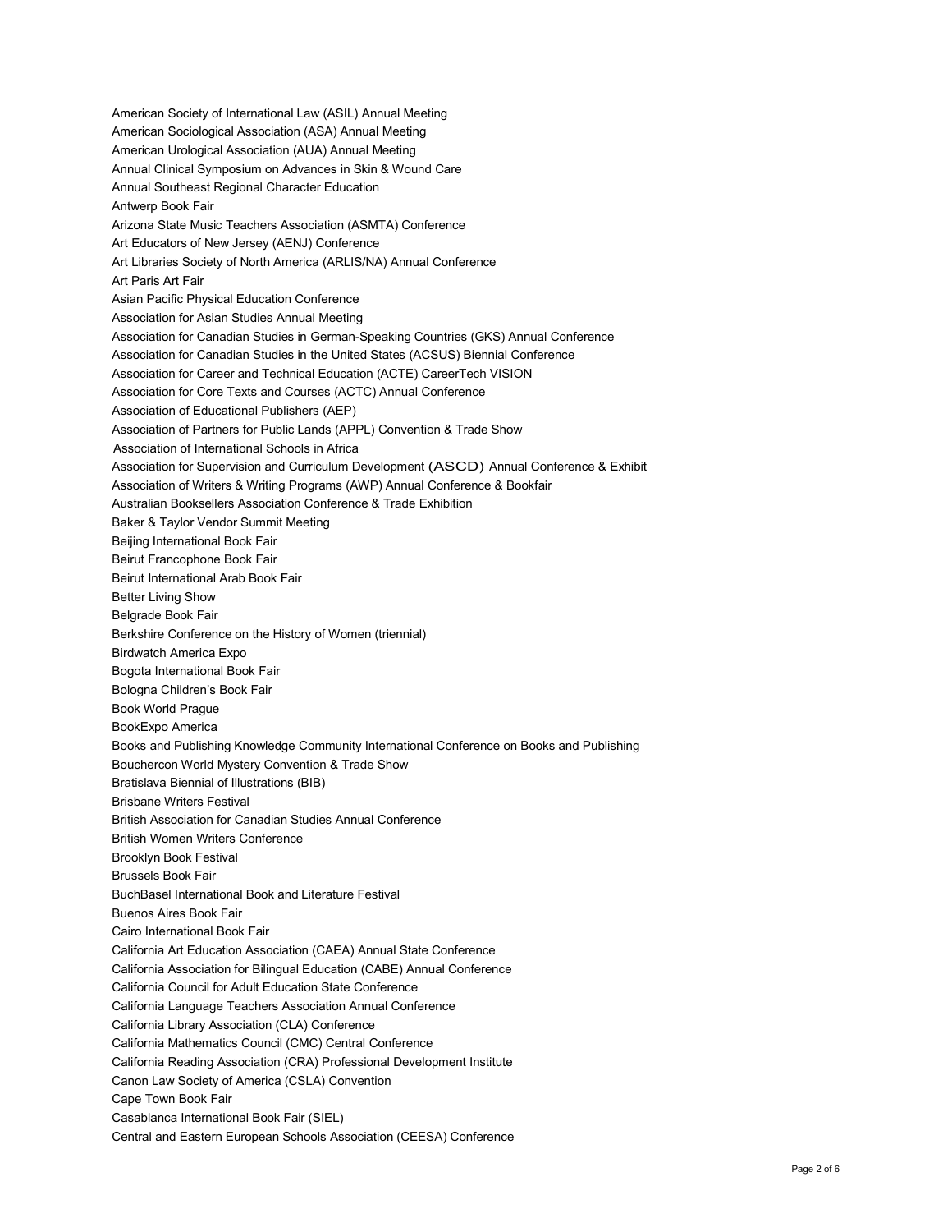American Society of International Law (ASIL) Annual Meeting
American Sociological Association (ASA) Annual Meeting
American Urological Association (AUA) Annual Meeting
Annual Clinical Symposium on Advances in Skin & Wound Care
Annual Southeast Regional Character Education
Antwerp Book Fair
Arizona State Music Teachers Association (ASMTA) Conference
Art Educators of New Jersey (AENJ) Conference
Art Libraries Society of North America (ARLIS/NA) Annual Conference
Art Paris Art Fair
Asian Pacific Physical Education Conference
Association for Asian Studies Annual Meeting
Association for Canadian Studies in German-Speaking Countries (GKS) Annual Conference
Association for Canadian Studies in the United States (ACSUS) Biennial Conference
Association for Career and Technical Education (ACTE) CareerTech VISION
Association for Core Texts and Courses (ACTC) Annual Conference
Association of Educational Publishers (AEP)
Association of Partners for Public Lands (APPL) Convention & Trade Show
Association of International Schools in Africa
Association for Supervision and Curriculum Development (ASCD) Annual Conference & Exhibit
Association of Writers & Writing Programs (AWP) Annual Conference & Bookfair
Australian Booksellers Association Conference & Trade Exhibition
Baker & Taylor Vendor Summit Meeting
Beijing International Book Fair
Beirut Francophone Book Fair
Beirut International Arab Book Fair
Better Living Show
Belgrade Book Fair
Berkshire Conference on the History of Women (triennial)
Birdwatch America Expo
Bogota International Book Fair
Bologna Children's Book Fair
Book World Prague
BookExpo America
Books and Publishing Knowledge Community International Conference on Books and Publishing
Bouchercon World Mystery Convention & Trade Show
Bratislava Biennial of Illustrations (BIB)
Brisbane Writers Festival
British Association for Canadian Studies Annual Conference
British Women Writers Conference
Brooklyn Book Festival
Brussels Book Fair
BuchBasel International Book and Literature Festival
Buenos Aires Book Fair
Cairo International Book Fair
California Art Education Association (CAEA) Annual State Conference
California Association for Bilingual Education (CABE) Annual Conference
California Council for Adult Education State Conference
California Language Teachers Association Annual Conference
California Library Association (CLA) Conference
California Mathematics Council (CMC) Central Conference
California Reading Association (CRA) Professional Development Institute
Canon Law Society of America (CSLA) Convention
Cape Town Book Fair
Casablanca International Book Fair (SIEL)
Central and Eastern European Schools Association (CEESA) Conference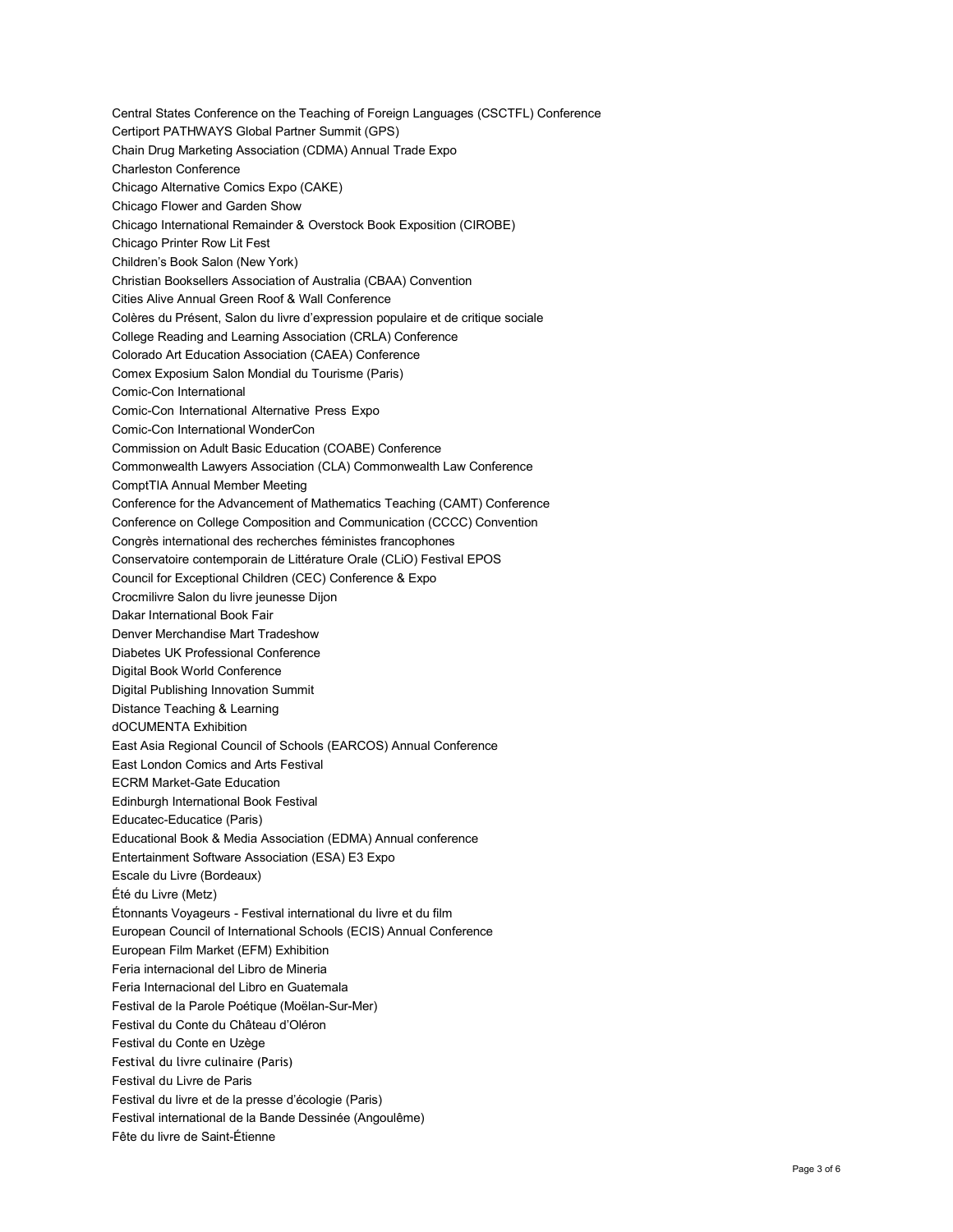Central States Conference on the Teaching of Foreign Languages (CSCTFL) Conference
Certiport PATHWAYS Global Partner Summit (GPS)
Chain Drug Marketing Association (CDMA) Annual Trade Expo
Charleston Conference
Chicago Alternative Comics Expo (CAKE)
Chicago Flower and Garden Show
Chicago International Remainder & Overstock Book Exposition (CIROBE)
Chicago Printer Row Lit Fest
Children's Book Salon (New York)
Christian Booksellers Association of Australia (CBAA) Convention
Cities Alive Annual Green Roof & Wall Conference
Colères du Présent, Salon du livre d'expression populaire et de critique sociale
College Reading and Learning Association (CRLA) Conference
Colorado Art Education Association (CAEA) Conference
Comex Exposium Salon Mondial du Tourisme (Paris)
Comic-Con International
Comic-Con International Alternative Press Expo
Comic-Con International WonderCon
Commission on Adult Basic Education (COABE) Conference
Commonwealth Lawyers Association (CLA) Commonwealth Law Conference
ComptTIA Annual Member Meeting
Conference for the Advancement of Mathematics Teaching (CAMT) Conference
Conference on College Composition and Communication (CCCC) Convention
Congrès international des recherches féministes francophones
Conservatoire contemporain de Littérature Orale (CLiO) Festival EPOS
Council for Exceptional Children (CEC) Conference & Expo
Crocmilivre Salon du livre jeunesse Dijon
Dakar International Book Fair
Denver Merchandise Mart Tradeshow
Diabetes UK Professional Conference
Digital Book World Conference
Digital Publishing Innovation Summit
Distance Teaching & Learning
dOCUMENTA Exhibition
East Asia Regional Council of Schools (EARCOS) Annual Conference
East London Comics and Arts Festival
ECRM Market-Gate Education
Edinburgh International Book Festival
Educatec-Educatice (Paris)
Educational Book & Media Association (EDMA) Annual conference
Entertainment Software Association (ESA) E3 Expo
Escale du Livre (Bordeaux)
Été du Livre (Metz)
Étonnants Voyageurs - Festival international du livre et du film
European Council of International Schools (ECIS) Annual Conference
European Film Market (EFM) Exhibition
Feria internacional del Libro de Mineria
Feria Internacional del Libro en Guatemala
Festival de la Parole Poétique (Moëlan-Sur-Mer)
Festival du Conte du Château d'Oléron
Festival du Conte en Uzège
Festival du livre culinaire (Paris)
Festival du Livre de Paris
Festival du livre et de la presse d'écologie (Paris)
Festival international de la Bande Dessinée (Angoulême)
Fête du livre de Saint-Étienne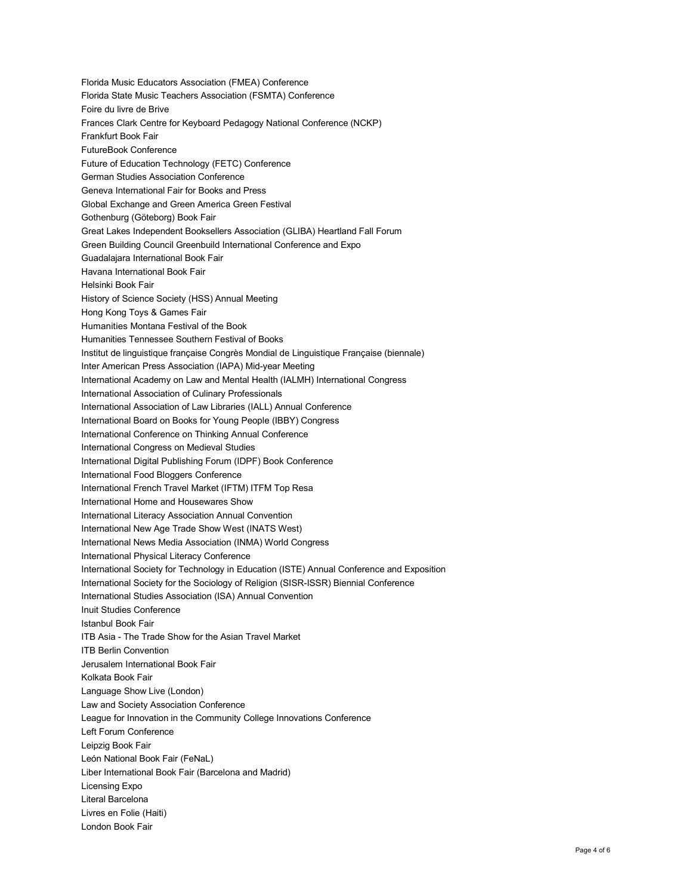Florida Music Educators Association (FMEA) Conference
Florida State Music Teachers Association (FSMTA) Conference
Foire du livre de Brive
Frances Clark Centre for Keyboard Pedagogy National Conference (NCKP)
Frankfurt Book Fair
FutureBook Conference
Future of Education Technology (FETC) Conference
German Studies Association Conference
Geneva International Fair for Books and Press
Global Exchange and Green America Green Festival
Gothenburg (Göteborg) Book Fair
Great Lakes Independent Booksellers Association (GLIBA) Heartland Fall Forum
Green Building Council Greenbuild International Conference and Expo
Guadalajara International Book Fair
Havana International Book Fair
Helsinki Book Fair
History of Science Society (HSS) Annual Meeting
Hong Kong Toys & Games Fair
Humanities Montana Festival of the Book
Humanities Tennessee Southern Festival of Books
Institut de linguistique française Congrès Mondial de Linguistique Française (biennale)
Inter American Press Association (IAPA) Mid-year Meeting
International Academy on Law and Mental Health (IALMH) International Congress
International Association of Culinary Professionals
International Association of Law Libraries (IALL) Annual Conference
International Board on Books for Young People (IBBY) Congress
International Conference on Thinking Annual Conference
International Congress on Medieval Studies
International Digital Publishing Forum (IDPF) Book Conference
International Food Bloggers Conference
International French Travel Market (IFTM) ITFM Top Resa
International Home and Housewares Show
International Literacy Association Annual Convention
International New Age Trade Show West (INATS West)
International News Media Association (INMA) World Congress
International Physical Literacy Conference
International Society for Technology in Education (ISTE) Annual Conference and Exposition
International Society for the Sociology of Religion (SISR-ISSR) Biennial Conference
International Studies Association (ISA) Annual Convention
Inuit Studies Conference
Istanbul Book Fair
ITB Asia - The Trade Show for the Asian Travel Market
ITB Berlin Convention
Jerusalem International Book Fair
Kolkata Book Fair
Language Show Live (London)
Law and Society Association Conference
League for Innovation in the Community College Innovations Conference
Left Forum Conference
Leipzig Book Fair
León National Book Fair (FeNaL)
Liber International Book Fair (Barcelona and Madrid)
Licensing Expo
Literal Barcelona
Livres en Folie (Haiti)
London Book Fair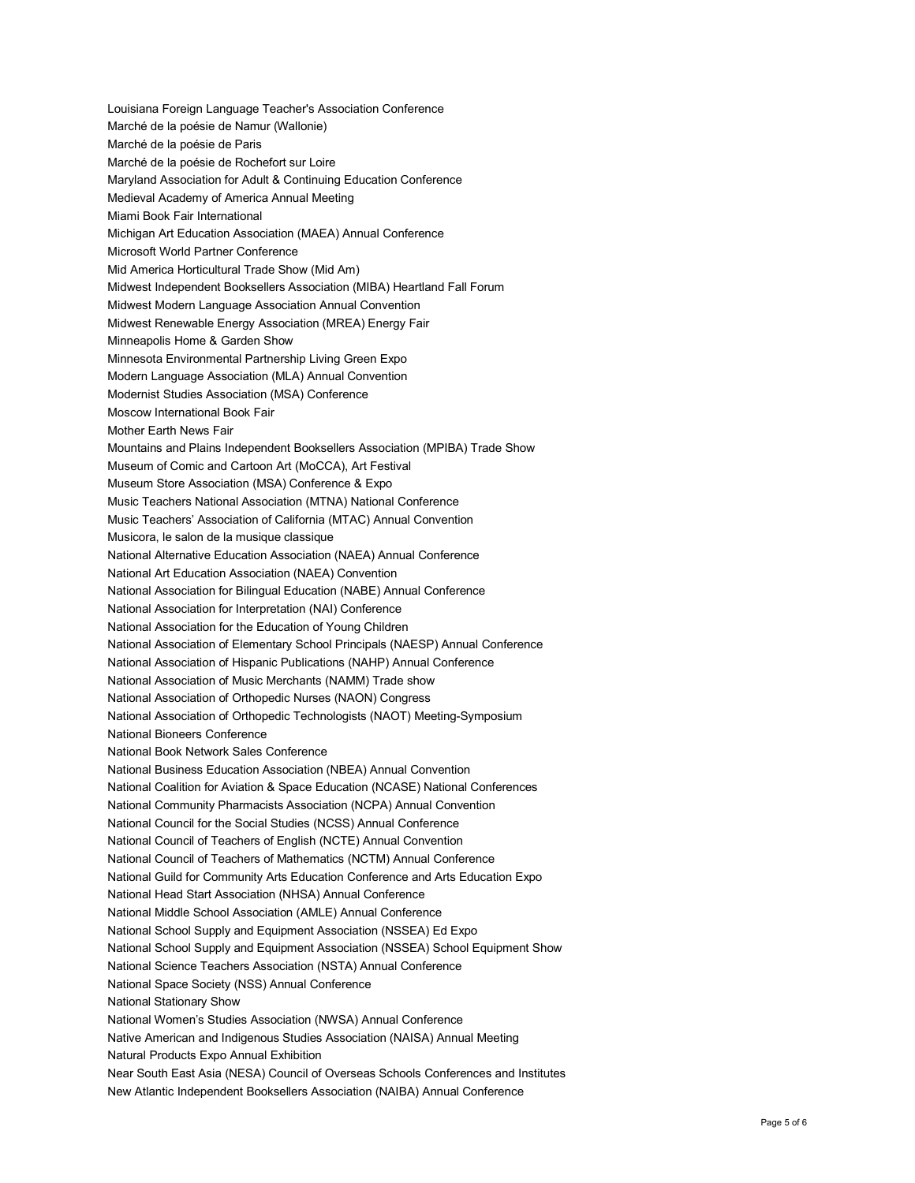Louisiana Foreign Language Teacher's Association Conference
Marché de la poésie de Namur (Wallonie)
Marché de la poésie de Paris
Marché de la poésie de Rochefort sur Loire
Maryland Association for Adult & Continuing Education Conference
Medieval Academy of America Annual Meeting
Miami Book Fair International
Michigan Art Education Association (MAEA) Annual Conference
Microsoft World Partner Conference
Mid America Horticultural Trade Show (Mid Am)
Midwest Independent Booksellers Association (MIBA) Heartland Fall Forum
Midwest Modern Language Association Annual Convention
Midwest Renewable Energy Association (MREA) Energy Fair
Minneapolis Home & Garden Show
Minnesota Environmental Partnership Living Green Expo
Modern Language Association (MLA) Annual Convention
Modernist Studies Association (MSA) Conference
Moscow International Book Fair
Mother Earth News Fair
Mountains and Plains Independent Booksellers Association (MPIBA) Trade Show
Museum of Comic and Cartoon Art (MoCCA), Art Festival
Museum Store Association (MSA) Conference & Expo
Music Teachers National Association (MTNA) National Conference
Music Teachers' Association of California (MTAC) Annual Convention
Musicora, le salon de la musique classique
National Alternative Education Association (NAEA) Annual Conference
National Art Education Association (NAEA) Convention
National Association for Bilingual Education (NABE) Annual Conference
National Association for Interpretation (NAI) Conference
National Association for the Education of Young Children
National Association of Elementary School Principals (NAESP) Annual Conference
National Association of Hispanic Publications (NAHP) Annual Conference
National Association of Music Merchants (NAMM) Trade show
National Association of Orthopedic Nurses (NAON) Congress
National Association of Orthopedic Technologists (NAOT) Meeting-Symposium
National Bioneers Conference
National Book Network Sales Conference
National Business Education Association (NBEA) Annual Convention
National Coalition for Aviation & Space Education (NCASE) National Conferences
National Community Pharmacists Association (NCPA) Annual Convention
National Council for the Social Studies (NCSS) Annual Conference
National Council of Teachers of English (NCTE) Annual Convention
National Council of Teachers of Mathematics (NCTM) Annual Conference
National Guild for Community Arts Education Conference and Arts Education Expo
National Head Start Association (NHSA) Annual Conference
National Middle School Association (AMLE) Annual Conference
National School Supply and Equipment Association (NSSEA) Ed Expo
National School Supply and Equipment Association (NSSEA) School Equipment Show
National Science Teachers Association (NSTA) Annual Conference
National Space Society (NSS) Annual Conference
National Stationary Show
National Women's Studies Association (NWSA) Annual Conference
Native American and Indigenous Studies Association (NAISA) Annual Meeting
Natural Products Expo Annual Exhibition
Near South East Asia (NESA) Council of Overseas Schools Conferences and Institutes
New Atlantic Independent Booksellers Association (NAIBA) Annual Conference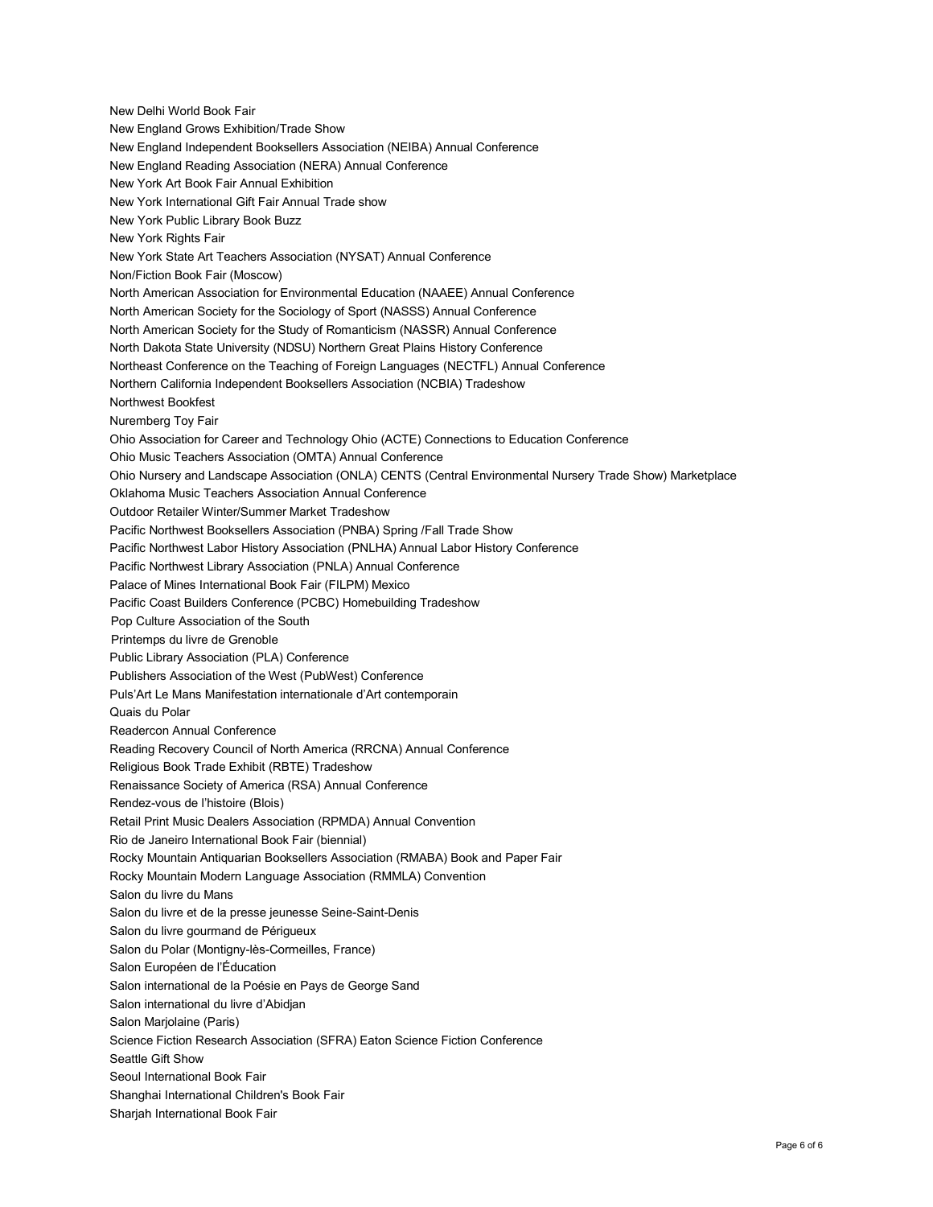New Delhi World Book Fair
New England Grows Exhibition/Trade Show
New England Independent Booksellers Association (NEIBA) Annual Conference
New England Reading Association (NERA) Annual Conference
New York Art Book Fair Annual Exhibition
New York International Gift Fair Annual Trade show
New York Public Library Book Buzz
New York Rights Fair
New York State Art Teachers Association (NYSAT) Annual Conference
Non/Fiction Book Fair (Moscow)
North American Association for Environmental Education (NAAEE) Annual Conference
North American Society for the Sociology of Sport (NASSS) Annual Conference
North American Society for the Study of Romanticism (NASSR) Annual Conference
North Dakota State University (NDSU) Northern Great Plains History Conference
Northeast Conference on the Teaching of Foreign Languages (NECTFL) Annual Conference
Northern California Independent Booksellers Association (NCBIA) Tradeshow
Northwest Bookfest
Nuremberg Toy Fair
Ohio Association for Career and Technology Ohio (ACTE) Connections to Education Conference
Ohio Music Teachers Association (OMTA) Annual Conference
Ohio Nursery and Landscape Association (ONLA) CENTS (Central Environmental Nursery Trade Show) Marketplace
Oklahoma Music Teachers Association Annual Conference
Outdoor Retailer Winter/Summer Market Tradeshow
Pacific Northwest Booksellers Association (PNBA) Spring /Fall Trade Show
Pacific Northwest Labor History Association (PNLHA) Annual Labor History Conference
Pacific Northwest Library Association (PNLA) Annual Conference
Palace of Mines International Book Fair (FILPM) Mexico
Pacific Coast Builders Conference (PCBC) Homebuilding Tradeshow
Pop Culture Association of the South
Printemps du livre de Grenoble
Public Library Association (PLA) Conference
Publishers Association of the West (PubWest) Conference
Puls'Art Le Mans Manifestation internationale d'Art contemporain
Quais du Polar
Readercon Annual Conference
Reading Recovery Council of North America (RRCNA) Annual Conference
Religious Book Trade Exhibit (RBTE) Tradeshow
Renaissance Society of America (RSA) Annual Conference
Rendez-vous de l'histoire (Blois)
Retail Print Music Dealers Association (RPMDA) Annual Convention
Rio de Janeiro International Book Fair (biennial)
Rocky Mountain Antiquarian Booksellers Association (RMABA) Book and Paper Fair
Rocky Mountain Modern Language Association (RMMLA) Convention
Salon du livre du Mans
Salon du livre et de la presse jeunesse Seine-Saint-Denis
Salon du livre gourmand de Périgueux
Salon du Polar (Montigny-lès-Cormeilles, France)
Salon Européen de l'Éducation
Salon international de la Poésie en Pays de George Sand
Salon international du livre d'Abidjan
Salon Marjolaine (Paris)
Science Fiction Research Association (SFRA) Eaton Science Fiction Conference
Seattle Gift Show
Seoul International Book Fair
Shanghai International Children's Book Fair
Sharjah International Book Fair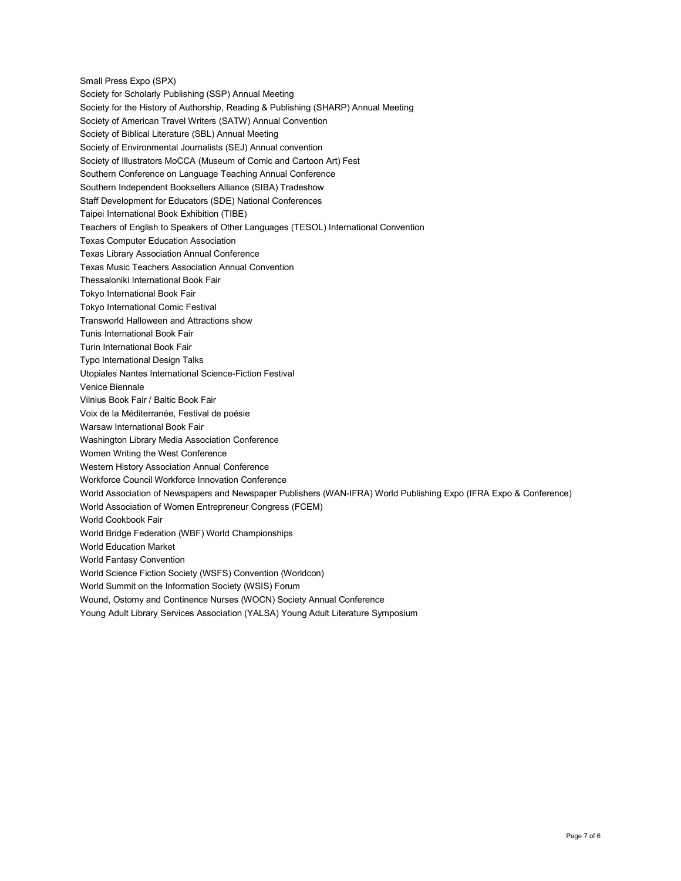Small Press Expo (SPX)
Society for Scholarly Publishing (SSP) Annual Meeting
Society for the History of Authorship, Reading & Publishing (SHARP) Annual Meeting
Society of American Travel Writers (SATW) Annual Convention
Society of Biblical Literature (SBL) Annual Meeting
Society of Environmental Journalists (SEJ) Annual convention
Society of Illustrators MoCCA (Museum of Comic and Cartoon Art) Fest
Southern Conference on Language Teaching Annual Conference
Southern Independent Booksellers Alliance (SIBA) Tradeshow
Staff Development for Educators (SDE) National Conferences
Taipei International Book Exhibition (TIBE)
Teachers of English to Speakers of Other Languages (TESOL) International Convention
Texas Computer Education Association
Texas Library Association Annual Conference
Texas Music Teachers Association Annual Convention
Thessaloniki International Book Fair
Tokyo International Book Fair
Tokyo International Comic Festival
Transworld Halloween and Attractions show
Tunis International Book Fair
Turin International Book Fair
Typo International Design Talks
Utopiales Nantes International Science-Fiction Festival
Venice Biennale
Vilnius Book Fair / Baltic Book Fair
Voix de la Méditerranée, Festival de poésie
Warsaw International Book Fair
Washington Library Media Association Conference
Women Writing the West Conference
Western History Association Annual Conference
Workforce Council Workforce Innovation Conference
World Association of Newspapers and Newspaper Publishers (WAN-IFRA) World Publishing Expo (IFRA Expo & Conference)
World Association of Women Entrepreneur Congress (FCEM)
World Cookbook Fair
World Bridge Federation (WBF) World Championships
World Education Market
World Fantasy Convention
World Science Fiction Society (WSFS) Convention (Worldcon)
World Summit on the Information Society (WSIS) Forum
Wound, Ostomy and Continence Nurses (WOCN) Society Annual Conference
Young Adult Library Services Association (YALSA) Young Adult Literature Symposium